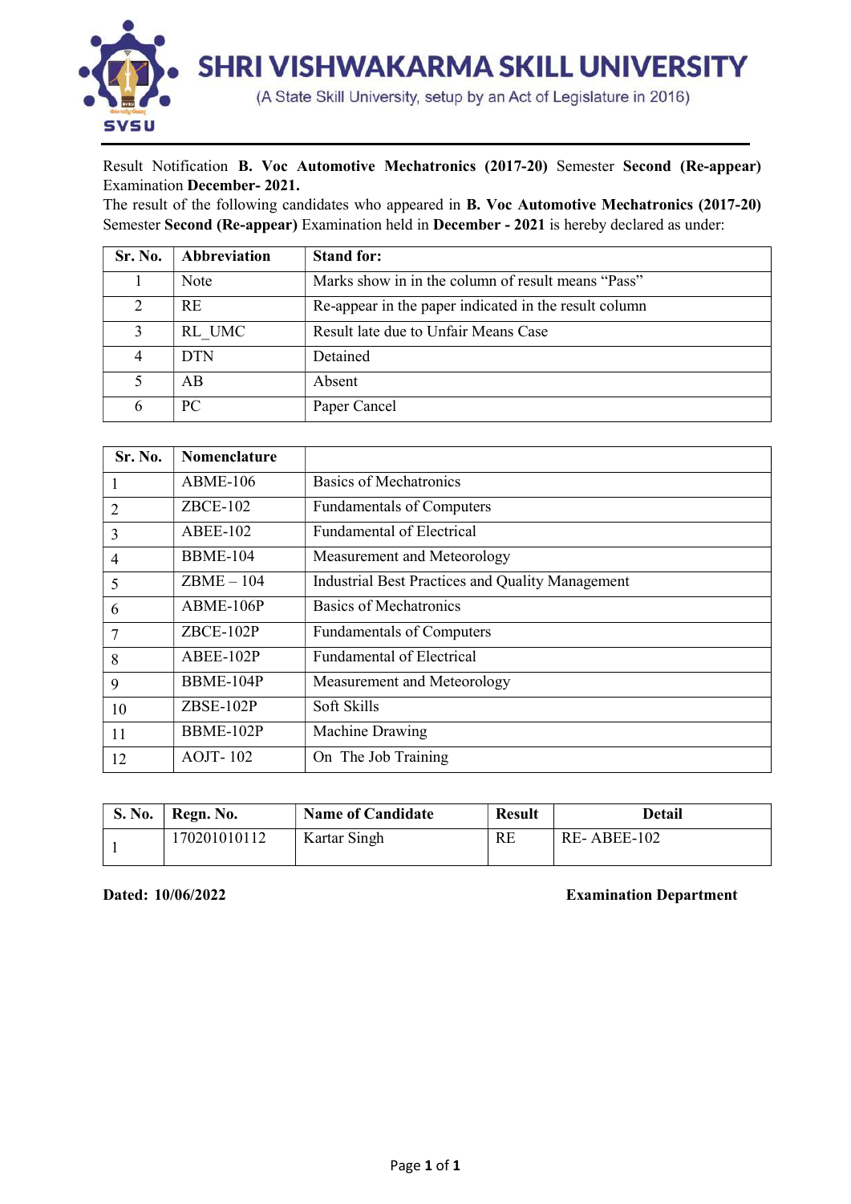# SHRI VISHWAKARMA SKILL UNIVERSITY

(A State Skill University, setup by an Act of Legislature in 2016)

Result Notification **B. Voc Automotive Mechatronics (2017-20)** Semester **Second (Re-appear)** Examination **December- 2021.**

The result of the following candidates who appeared in **B. Voc Automotive Mechatronics (2017-20)** Semester **Second (Re-appear)** Examination held in **December - 2021** is hereby declared as under:

| Sr. No. | Abbreviation | Stand for: |
|---|---|---|
| 1 | Note | Marks show in in the column of result means "Pass" |
| 2 | RE | Re-appear in the paper indicated in the result column |
| 3 | RL_UMC | Result late due to Unfair Means Case |
| 4 | DTN | Detained |
| 5 | AB | Absent |
| 6 | PC | Paper Cancel |

| Sr. No. | Nomenclature | |
|---|---|---|
| 1 | ABME-106 | Basics of Mechatronics |
| 2 | ZBCE-102 | Fundamentals of Computers |
| 3 | ABEE-102 | Fundamental of Electrical |
| 4 | BBME-104 | Measurement and Meteorology |
| 5 | ZBME – 104 | Industrial Best Practices and Quality Management |
| 6 | ABME-106P | Basics of Mechatronics |
| 7 | ZBCE-102P | Fundamentals of Computers |
| 8 | ABEE-102P | Fundamental of Electrical |
| 9 | BBME-104P | Measurement and Meteorology |
| 10 | ZBSE-102P | Soft Skills |
| 11 | BBME-102P | Machine Drawing |
| 12 | AOJT- 102 | On The Job Training |

| S. No. | Regn. No. | Name of Candidate | Result | Detail |
|---|---|---|---|---|
| 1 | 170201010112 | Kartar Singh | RE | RE- ABEE-102 |

**Dated: 10/06/2022** **Examination Department**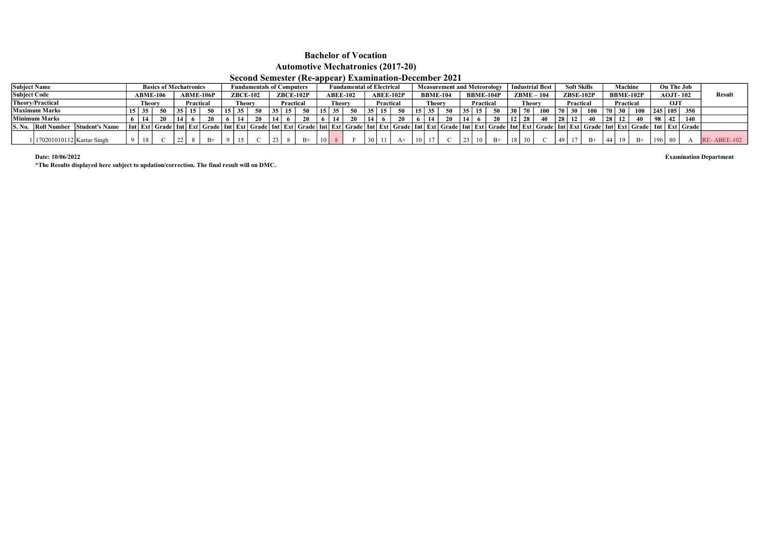# Bachelor of Vocation

## Automotive Mechatronics (2017-20)

## Second Semester (Re-appear) Examination-December 2021

| Subject Name | | | Basics of Mechatronics | | | | | | Fundamentals of Computers | | | | | | Fundamental of Electrical | | | | | | Measurement and Meteorology | | | | | | Industrial Best | | | Soft Skills | | | Machine | | | On The Job | | | Result |
|---|---|---|---|---|---|---|---|---|---|---|---|---|---|---|---|---|---|---|---|---|---|---|---|---|---|---|---|---|---|---|---|---|---|---|---|---|---|---|---|
| **Subject Code** | | | ABME-106 | | | ABME-106P | | | ZBCE-102 | | | ZBCE-102P | | | ABEE-102 | | | ABEE-102P | | | BBME-104 | | | BBME-104P | | | ZBME – 104 | | | ZBSE-102P | | | BBME-102P | | | AOJT- 102 | | | |
| **Theory/Practical** | | | Theory | | | Practical | | | Theory | | | Practical | | | Theory | | | Practical | | | Theory | | | Practical | | | Theory | | | Practical | | | Practical | | | OJT | | | |
| **Maximum Marks** | | | 15 | 35 | 50 | 35 | 15 | 50 | 15 | 35 | 50 | 35 | 15 | 50 | 15 | 35 | 50 | 35 | 15 | 50 | 15 | 35 | 50 | 35 | 15 | 50 | 30 | 70 | 100 | 70 | 30 | 100 | 70 | 30 | 100 | 245 | 105 | 350 | |
| **Minimum Marks** | | | 6 | 14 | 20 | 14 | 6 | 20 | 6 | 14 | 20 | 14 | 6 | 20 | 6 | 14 | 20 | 14 | 6 | 20 | 6 | 14 | 20 | 14 | 6 | 20 | 12 | 28 | 40 | 28 | 12 | 40 | 28 | 12 | 40 | 98 | 42 | 140 | |
| **S. No.** | **Roll Number** | **Student's Name** | Int | Ext | Grade | Int | Ext | Grade | Int | Ext | Grade | Int | Ext | Grade | Int | Ext | Grade | Int | Ext | Grade | Int | Ext | Grade | Int | Ext | Grade | Int | Ext | Grade | Int | Ext | Grade | Int | Ext | Grade | Int | Ext | Grade | |
| 1 | 170201010112 | Kartar Singh | 9 | 18 | C | 22 | 8 | B+ | 9 | 15 | C | 23 | 8 | B+ | 10 | 8 | F | 30 | 11 | A+ | 10 | 17 | C | 23 | 10 | B+ | 18 | 30 | C | 49 | 17 | B+ | 44 | 19 | B+ | 196 | 80 | A | RE- ABEE-102 |

**Date: 10/06/2022**

**Examination Department**

**\*The Results displayed here subject to updation/correction. The final result will on DMC.**